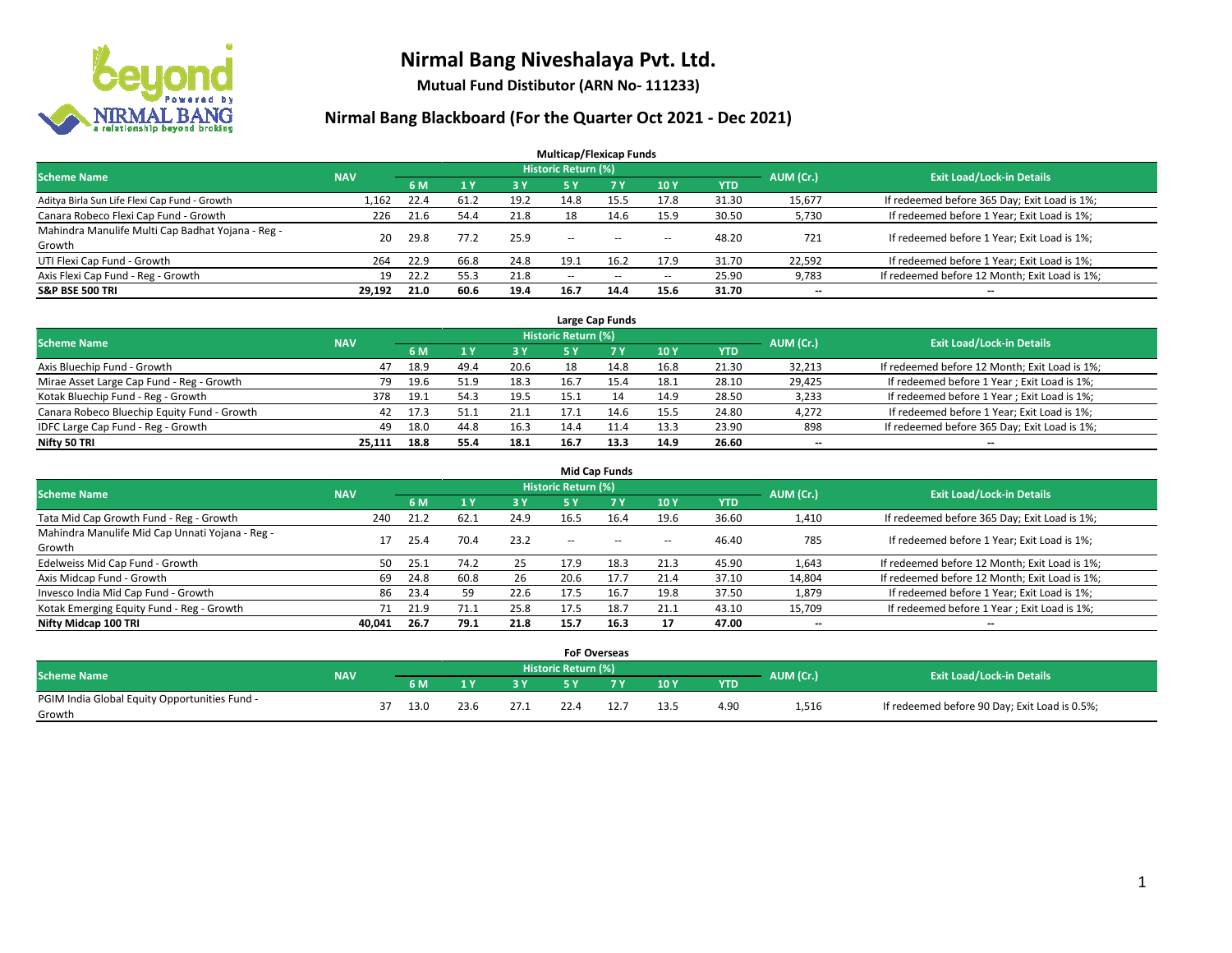# Nirmal Bang Niveshalaya Pvt. Ltd.

**Mutual Fund Distibutor (ARN No- 111233)**

## Nirmal Bang Blackboard (For the Quarter Oct 2021 - Dec 2021)

### Multicap/Flexicap Funds

| Scheme Name | NAV | Historic Return (%) | | | | | | | AUM (Cr.) | Exit Load/Lock-in Details |
|---|---|---|---|---|---|---|---|---|---|---|
| | | 6 M | 1 Y | 3 Y | 5 Y | 7 Y | 10 Y | YTD | | |
| Aditya Birla Sun Life Flexi Cap Fund - Growth | 1,162 | 22.4 | 61.2 | 19.2 | 14.8 | 15.5 | 17.8 | 31.30 | 15,677 | If redeemed before 365 Day; Exit Load is 1%; |
| Canara Robeco Flexi Cap Fund - Growth | 226 | 21.6 | 54.4 | 21.8 | 18 | 14.6 | 15.9 | 30.50 | 5,730 | If redeemed before 1 Year; Exit Load is 1%; |
| Mahindra Manulife Multi Cap Badhat Yojana - Reg - Growth | 20 | 29.8 | 77.2 | 25.9 | -- | -- | -- | 48.20 | 721 | If redeemed before 1 Year; Exit Load is 1%; |
| UTI Flexi Cap Fund - Growth | 264 | 22.9 | 66.8 | 24.8 | 19.1 | 16.2 | 17.9 | 31.70 | 22,592 | If redeemed before 1 Year; Exit Load is 1%; |
| Axis Flexi Cap Fund - Reg - Growth | 19 | 22.2 | 55.3 | 21.8 | -- | -- | -- | 25.90 | 9,783 | If redeemed before 12 Month; Exit Load is 1%; |
| **S&P BSE 500 TRI** | **29,192** | **21.0** | **60.6** | **19.4** | **16.7** | **14.4** | **15.6** | **31.70** | **--** | **--** |

### Large Cap Funds

| Scheme Name | NAV | Historic Return (%) | | | | | | | AUM (Cr.) | Exit Load/Lock-in Details |
|---|---|---|---|---|---|---|---|---|---|---|
| | | 6 M | 1 Y | 3 Y | 5 Y | 7 Y | 10 Y | YTD | | |
| Axis Bluechip Fund - Growth | 47 | 18.9 | 49.4 | 20.6 | 18 | 14.8 | 16.8 | 21.30 | 32,213 | If redeemed before 12 Month; Exit Load is 1%; |
| Mirae Asset Large Cap Fund - Reg - Growth | 79 | 19.6 | 51.9 | 18.3 | 16.7 | 15.4 | 18.1 | 28.10 | 29,425 | If redeemed before 1 Year ; Exit Load is 1%; |
| Kotak Bluechip Fund - Reg - Growth | 378 | 19.1 | 54.3 | 19.5 | 15.1 | 14 | 14.9 | 28.50 | 3,233 | If redeemed before 1 Year ; Exit Load is 1%; |
| Canara Robeco Bluechip Equity Fund - Growth | 42 | 17.3 | 51.1 | 21.1 | 17.1 | 14.6 | 15.5 | 24.80 | 4,272 | If redeemed before 1 Year; Exit Load is 1%; |
| IDFC Large Cap Fund - Reg - Growth | 49 | 18.0 | 44.8 | 16.3 | 14.4 | 11.4 | 13.3 | 23.90 | 898 | If redeemed before 365 Day; Exit Load is 1%; |
| **Nifty 50 TRI** | **25,111** | **18.8** | **55.4** | **18.1** | **16.7** | **13.3** | **14.9** | **26.60** | **--** | **--** |

### Mid Cap Funds

| Scheme Name | NAV | Historic Return (%) | | | | | | | AUM (Cr.) | Exit Load/Lock-in Details |
|---|---|---|---|---|---|---|---|---|---|---|
| | | 6 M | 1 Y | 3 Y | 5 Y | 7 Y | 10 Y | YTD | | |
| Tata Mid Cap Growth Fund - Reg - Growth | 240 | 21.2 | 62.1 | 24.9 | 16.5 | 16.4 | 19.6 | 36.60 | 1,410 | If redeemed before 365 Day; Exit Load is 1%; |
| Mahindra Manulife Mid Cap Unnati Yojana - Reg - Growth | 17 | 25.4 | 70.4 | 23.2 | -- | -- | -- | 46.40 | 785 | If redeemed before 1 Year; Exit Load is 1%; |
| Edelweiss Mid Cap Fund - Growth | 50 | 25.1 | 74.2 | 25 | 17.9 | 18.3 | 21.3 | 45.90 | 1,643 | If redeemed before 12 Month; Exit Load is 1%; |
| Axis Midcap Fund - Growth | 69 | 24.8 | 60.8 | 26 | 20.6 | 17.7 | 21.4 | 37.10 | 14,804 | If redeemed before 12 Month; Exit Load is 1%; |
| Invesco India Mid Cap Fund - Growth | 86 | 23.4 | 59 | 22.6 | 17.5 | 16.7 | 19.8 | 37.50 | 1,879 | If redeemed before 1 Year; Exit Load is 1%; |
| Kotak Emerging Equity Fund - Reg - Growth | 71 | 21.9 | 71.1 | 25.8 | 17.5 | 18.7 | 21.1 | 43.10 | 15,709 | If redeemed before 1 Year ; Exit Load is 1%; |
| **Nifty Midcap 100 TRI** | **40,041** | **26.7** | **79.1** | **21.8** | **15.7** | **16.3** | **17** | **47.00** | **--** | **--** |

### FoF Overseas

| Scheme Name | NAV | Historic Return (%) | | | | | | | AUM (Cr.) | Exit Load/Lock-in Details |
|---|---|---|---|---|---|---|---|---|---|---|
| | | 6 M | 1 Y | 3 Y | 5 Y | 7 Y | 10 Y | YTD | | |
| PGIM India Global Equity Opportunities Fund - Growth | 37 | 13.0 | 23.6 | 27.1 | 22.4 | 12.7 | 13.5 | 4.90 | 1,516 | If redeemed before 90 Day; Exit Load is 0.5%; |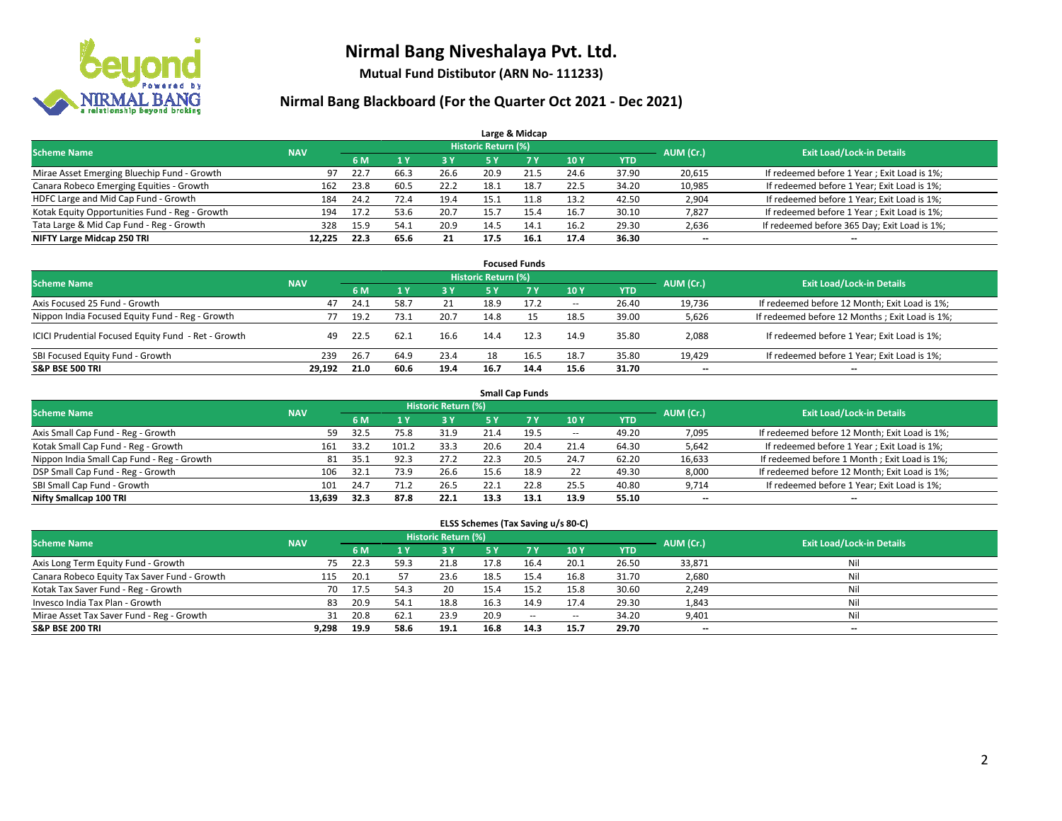# Nirmal Bang Niveshalaya Pvt. Ltd.

**Mutual Fund Distibutor (ARN No- 111233)**

## Nirmal Bang Blackboard (For the Quarter Oct 2021 - Dec 2021)

### Large & Midcap

| Scheme Name | NAV | Historic Return (%) | | | | | | | AUM (Cr.) | Exit Load/Lock-in Details |
|---|---|---|---|---|---|---|---|---|---|---|
| | | 6 M | 1 Y | 3 Y | 5 Y | 7 Y | 10 Y | YTD | | |
| Mirae Asset Emerging Bluechip Fund - Growth | 97 | 22.7 | 66.3 | 26.6 | 20.9 | 21.5 | 24.6 | 37.90 | 20,615 | If redeemed before 1 Year ; Exit Load is 1%; |
| Canara Robeco Emerging Equities - Growth | 162 | 23.8 | 60.5 | 22.2 | 18.1 | 18.7 | 22.5 | 34.20 | 10,985 | If redeemed before 1 Year; Exit Load is 1%; |
| HDFC Large and Mid Cap Fund - Growth | 184 | 24.2 | 72.4 | 19.4 | 15.1 | 11.8 | 13.2 | 42.50 | 2,904 | If redeemed before 1 Year; Exit Load is 1%; |
| Kotak Equity Opportunities Fund - Reg - Growth | 194 | 17.2 | 53.6 | 20.7 | 15.7 | 15.4 | 16.7 | 30.10 | 7,827 | If redeemed before 1 Year ; Exit Load is 1%; |
| Tata Large & Mid Cap Fund - Reg - Growth | 328 | 15.9 | 54.1 | 20.9 | 14.5 | 14.1 | 16.2 | 29.30 | 2,636 | If redeemed before 365 Day; Exit Load is 1%; |
| **NIFTY Large Midcap 250 TRI** | **12,225** | **22.3** | **65.6** | **21** | **17.5** | **16.1** | **17.4** | **36.30** | **--** | **--** |

### Focused Funds

| Scheme Name | NAV | Historic Return (%) | | | | | | | AUM (Cr.) | Exit Load/Lock-in Details |
|---|---|---|---|---|---|---|---|---|---|---|
| | | 6 M | 1 Y | 3 Y | 5 Y | 7 Y | 10 Y | YTD | | |
| Axis Focused 25 Fund - Growth | 47 | 24.1 | 58.7 | 21 | 18.9 | 17.2 | -- | 26.40 | 19,736 | If redeemed before 12 Month; Exit Load is 1%; |
| Nippon India Focused Equity Fund - Reg - Growth | 77 | 19.2 | 73.1 | 20.7 | 14.8 | 15 | 18.5 | 39.00 | 5,626 | If redeemed before 12 Months ; Exit Load is 1%; |
| ICICI Prudential Focused Equity Fund - Ret - Growth | 49 | 22.5 | 62.1 | 16.6 | 14.4 | 12.3 | 14.9 | 35.80 | 2,088 | If redeemed before 1 Year; Exit Load is 1%; |
| SBI Focused Equity Fund - Growth | 239 | 26.7 | 64.9 | 23.4 | 18 | 16.5 | 18.7 | 35.80 | 19,429 | If redeemed before 1 Year; Exit Load is 1%; |
| **S&P BSE 500 TRI** | **29,192** | **21.0** | **60.6** | **19.4** | **16.7** | **14.4** | **15.6** | **31.70** | **--** | **--** |

### Small Cap Funds

| Scheme Name | NAV | Historic Return (%) | | | | | | | AUM (Cr.) | Exit Load/Lock-in Details |
|---|---|---|---|---|---|---|---|---|---|---|
| | | 6 M | 1 Y | 3 Y | 5 Y | 7 Y | 10 Y | YTD | | |
| Axis Small Cap Fund - Reg - Growth | 59 | 32.5 | 75.8 | 31.9 | 21.4 | 19.5 | -- | 49.20 | 7,095 | If redeemed before 12 Month; Exit Load is 1%; |
| Kotak Small Cap Fund - Reg - Growth | 161 | 33.2 | 101.2 | 33.3 | 20.6 | 20.4 | 21.4 | 64.30 | 5,642 | If redeemed before 1 Year ; Exit Load is 1%; |
| Nippon India Small Cap Fund - Reg - Growth | 81 | 35.1 | 92.3 | 27.2 | 22.3 | 20.5 | 24.7 | 62.20 | 16,633 | If redeemed before 1 Month ; Exit Load is 1%; |
| DSP Small Cap Fund - Reg - Growth | 106 | 32.1 | 73.9 | 26.6 | 15.6 | 18.9 | 22 | 49.30 | 8,000 | If redeemed before 12 Month; Exit Load is 1%; |
| SBI Small Cap Fund - Growth | 101 | 24.7 | 71.2 | 26.5 | 22.1 | 22.8 | 25.5 | 40.80 | 9,714 | If redeemed before 1 Year; Exit Load is 1%; |
| **Nifty Smallcap 100 TRI** | **13,639** | **32.3** | **87.8** | **22.1** | **13.3** | **13.1** | **13.9** | **55.10** | **--** | **--** |

### ELSS Schemes (Tax Saving u/s 80-C)

| Scheme Name | NAV | Historic Return (%) | | | | | | | AUM (Cr.) | Exit Load/Lock-in Details |
|---|---|---|---|---|---|---|---|---|---|---|
| | | 6 M | 1 Y | 3 Y | 5 Y | 7 Y | 10 Y | YTD | | |
| Axis Long Term Equity Fund - Growth | 75 | 22.3 | 59.3 | 21.8 | 17.8 | 16.4 | 20.1 | 26.50 | 33,871 | Nil |
| Canara Robeco Equity Tax Saver Fund - Growth | 115 | 20.1 | 57 | 23.6 | 18.5 | 15.4 | 16.8 | 31.70 | 2,680 | Nil |
| Kotak Tax Saver Fund - Reg - Growth | 70 | 17.5 | 54.3 | 20 | 15.4 | 15.2 | 15.8 | 30.60 | 2,249 | Nil |
| Invesco India Tax Plan - Growth | 83 | 20.9 | 54.1 | 18.8 | 16.3 | 14.9 | 17.4 | 29.30 | 1,843 | Nil |
| Mirae Asset Tax Saver Fund - Reg - Growth | 31 | 20.8 | 62.1 | 23.9 | 20.9 | -- | -- | 34.20 | 9,401 | Nil |
| **S&P BSE 200 TRI** | **9,298** | **19.9** | **58.6** | **19.1** | **16.8** | **14.3** | **15.7** | **29.70** | **--** | **--** |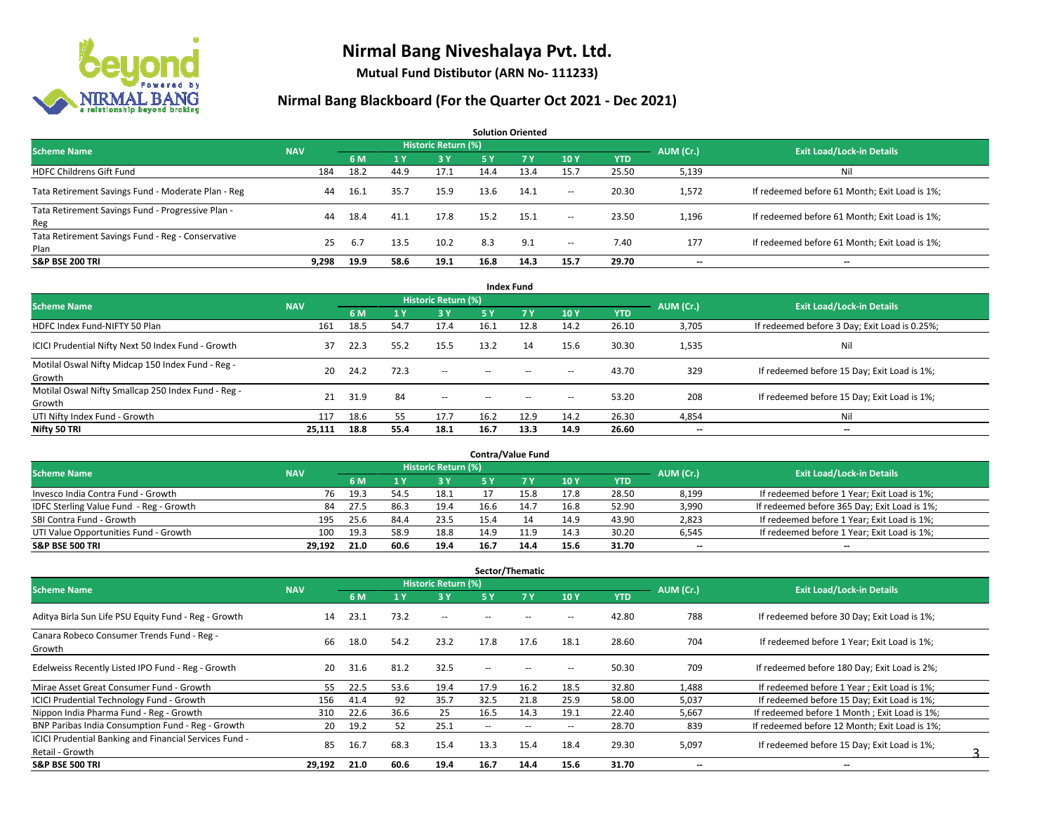# Nirmal Bang Niveshalaya Pvt. Ltd.

**Mutual Fund Distibutor (ARN No- 111233)**

## Nirmal Bang Blackboard (For the Quarter Oct 2021 - Dec 2021)

### Solution Oriented

| Scheme Name | NAV | Historic Return (%) | | | | | | | AUM (Cr.) | Exit Load/Lock-in Details |
|---|---|---|---|---|---|---|---|---|---|---|
| | | 6 M | 1 Y | 3 Y | 5 Y | 7 Y | 10 Y | YTD | | |
| HDFC Childrens Gift Fund | 184 | 18.2 | 44.9 | 17.1 | 14.4 | 13.4 | 15.7 | 25.50 | 5,139 | Nil |
| Tata Retirement Savings Fund - Moderate Plan - Reg | 44 | 16.1 | 35.7 | 15.9 | 13.6 | 14.1 | -- | 20.30 | 1,572 | If redeemed before 61 Month; Exit Load is 1%; |
| Tata Retirement Savings Fund - Progressive Plan - Reg | 44 | 18.4 | 41.1 | 17.8 | 15.2 | 15.1 | -- | 23.50 | 1,196 | If redeemed before 61 Month; Exit Load is 1%; |
| Tata Retirement Savings Fund - Reg - Conservative Plan | 25 | 6.7 | 13.5 | 10.2 | 8.3 | 9.1 | -- | 7.40 | 177 | If redeemed before 61 Month; Exit Load is 1%; |
| **S&P BSE 200 TRI** | **9,298** | **19.9** | **58.6** | **19.1** | **16.8** | **14.3** | **15.7** | **29.70** | **--** | **--** |

### Index Fund

| Scheme Name | NAV | Historic Return (%) | | | | | | | AUM (Cr.) | Exit Load/Lock-in Details |
|---|---|---|---|---|---|---|---|---|---|---|
| | | 6 M | 1 Y | 3 Y | 5 Y | 7 Y | 10 Y | YTD | | |
| HDFC Index Fund-NIFTY 50 Plan | 161 | 18.5 | 54.7 | 17.4 | 16.1 | 12.8 | 14.2 | 26.10 | 3,705 | If redeemed before 3 Day; Exit Load is 0.25%; |
| ICICI Prudential Nifty Next 50 Index Fund - Growth | 37 | 22.3 | 55.2 | 15.5 | 13.2 | 14 | 15.6 | 30.30 | 1,535 | Nil |
| Motilal Oswal Nifty Midcap 150 Index Fund - Reg - Growth | 20 | 24.2 | 72.3 | -- | -- | -- | -- | 43.70 | 329 | If redeemed before 15 Day; Exit Load is 1%; |
| Motilal Oswal Nifty Smallcap 250 Index Fund - Reg - Growth | 21 | 31.9 | 84 | -- | -- | -- | -- | 53.20 | 208 | If redeemed before 15 Day; Exit Load is 1%; |
| UTI Nifty Index Fund - Growth | 117 | 18.6 | 55 | 17.7 | 16.2 | 12.9 | 14.2 | 26.30 | 4,854 | Nil |
| **Nifty 50 TRI** | **25,111** | **18.8** | **55.4** | **18.1** | **16.7** | **13.3** | **14.9** | **26.60** | **--** | **--** |

### Contra/Value Fund

| Scheme Name | NAV | Historic Return (%) | | | | | | | AUM (Cr.) | Exit Load/Lock-in Details |
|---|---|---|---|---|---|---|---|---|---|---|
| | | 6 M | 1 Y | 3 Y | 5 Y | 7 Y | 10 Y | YTD | | |
| Invesco India Contra Fund - Growth | 76 | 19.3 | 54.5 | 18.1 | 17 | 15.8 | 17.8 | 28.50 | 8,199 | If redeemed before 1 Year; Exit Load is 1%; |
| IDFC Sterling Value Fund - Reg - Growth | 84 | 27.5 | 86.3 | 19.4 | 16.6 | 14.7 | 16.8 | 52.90 | 3,990 | If redeemed before 365 Day; Exit Load is 1%; |
| SBI Contra Fund - Growth | 195 | 25.6 | 84.4 | 23.5 | 15.4 | 14 | 14.9 | 43.90 | 2,823 | If redeemed before 1 Year; Exit Load is 1%; |
| UTI Value Opportunities Fund - Growth | 100 | 19.3 | 58.9 | 18.8 | 14.9 | 11.9 | 14.3 | 30.20 | 6,545 | If redeemed before 1 Year; Exit Load is 1%; |
| **S&P BSE 500 TRI** | **29,192** | **21.0** | **60.6** | **19.4** | **16.7** | **14.4** | **15.6** | **31.70** | **--** | **--** |

### Sector/Thematic

| Scheme Name | NAV | Historic Return (%) | | | | | | | AUM (Cr.) | Exit Load/Lock-in Details |
|---|---|---|---|---|---|---|---|---|---|---|
| | | 6 M | 1 Y | 3 Y | 5 Y | 7 Y | 10 Y | YTD | | |
| Aditya Birla Sun Life PSU Equity Fund - Reg - Growth | 14 | 23.1 | 73.2 | -- | -- | -- | -- | 42.80 | 788 | If redeemed before 30 Day; Exit Load is 1%; |
| Canara Robeco Consumer Trends Fund - Reg - Growth | 66 | 18.0 | 54.2 | 23.2 | 17.8 | 17.6 | 18.1 | 28.60 | 704 | If redeemed before 1 Year; Exit Load is 1%; |
| Edelweiss Recently Listed IPO Fund - Reg - Growth | 20 | 31.6 | 81.2 | 32.5 | -- | -- | -- | 50.30 | 709 | If redeemed before 180 Day; Exit Load is 2%; |
| Mirae Asset Great Consumer Fund - Growth | 55 | 22.5 | 53.6 | 19.4 | 17.9 | 16.2 | 18.5 | 32.80 | 1,488 | If redeemed before 1 Year ; Exit Load is 1%; |
| ICICI Prudential Technology Fund - Growth | 156 | 41.4 | 92 | 35.7 | 32.5 | 21.8 | 25.9 | 58.00 | 5,037 | If redeemed before 15 Day; Exit Load is 1%; |
| Nippon India Pharma Fund - Reg - Growth | 310 | 22.6 | 36.6 | 25 | 16.5 | 14.3 | 19.1 | 22.40 | 5,667 | If redeemed before 1 Month ; Exit Load is 1%; |
| BNP Paribas India Consumption Fund - Reg - Growth | 20 | 19.2 | 52 | 25.1 | -- | -- | -- | 28.70 | 839 | If redeemed before 12 Month; Exit Load is 1%; |
| ICICI Prudential Banking and Financial Services Fund - Retail - Growth | 85 | 16.7 | 68.3 | 15.4 | 13.3 | 15.4 | 18.4 | 29.30 | 5,097 | If redeemed before 15 Day; Exit Load is 1%; |
| **S&P BSE 500 TRI** | **29,192** | **21.0** | **60.6** | **19.4** | **16.7** | **14.4** | **15.6** | **31.70** | **--** | **--** |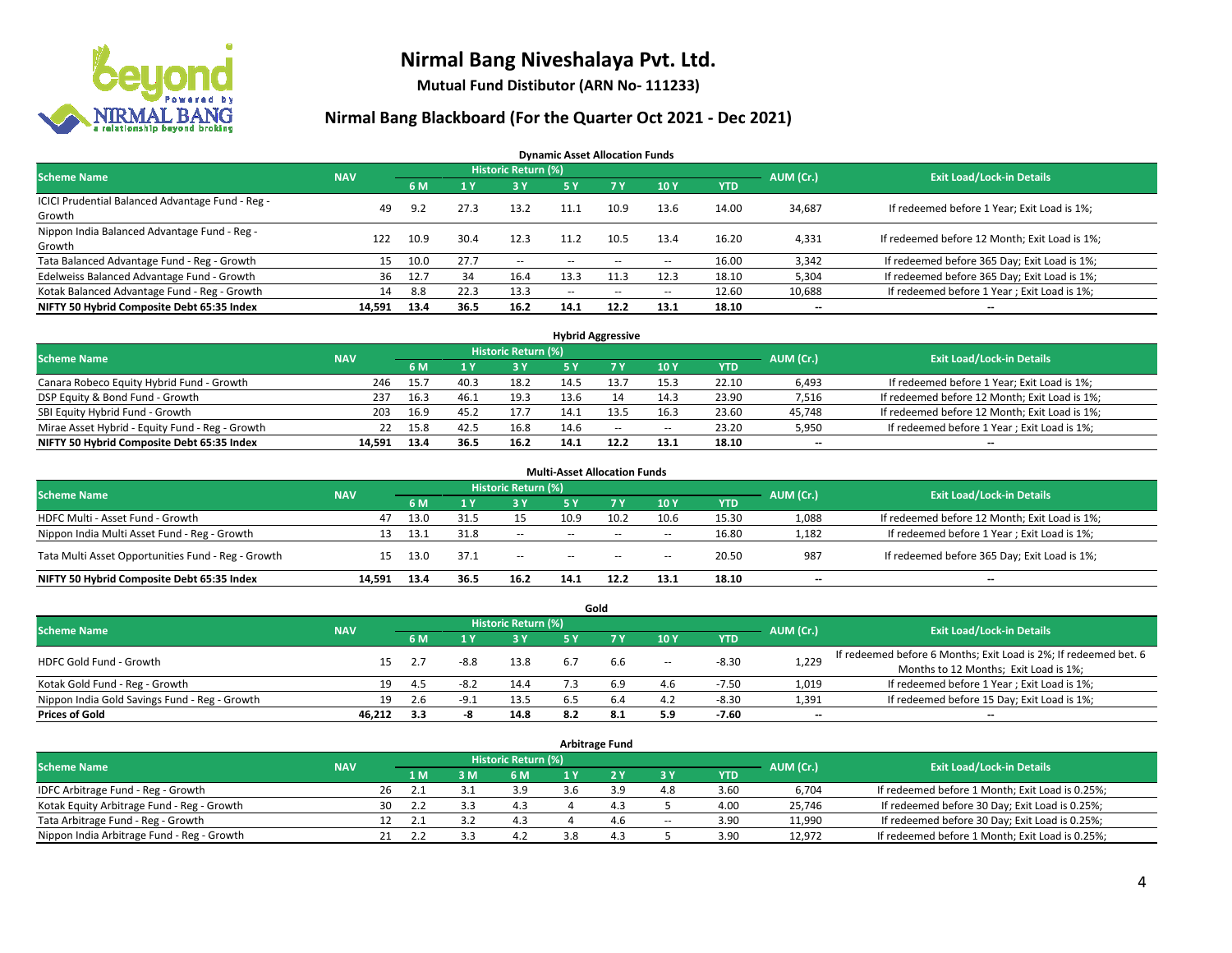# Nirmal Bang Niveshalaya Pvt. Ltd.

**Mutual Fund Distibutor (ARN No- 111233)**

## Nirmal Bang Blackboard (For the Quarter Oct 2021 - Dec 2021)

### Dynamic Asset Allocation Funds

| Scheme Name | NAV | Historic Return (%) | | | | | | | AUM (Cr.) | Exit Load/Lock-in Details |
|---|---|---|---|---|---|---|---|---|---|---|
| | | 6 M | 1 Y | 3 Y | 5 Y | 7 Y | 10 Y | YTD | | |
| ICICI Prudential Balanced Advantage Fund - Reg - Growth | 49 | 9.2 | 27.3 | 13.2 | 11.1 | 10.9 | 13.6 | 14.00 | 34,687 | If redeemed before 1 Year; Exit Load is 1%; |
| Nippon India Balanced Advantage Fund - Reg - Growth | 122 | 10.9 | 30.4 | 12.3 | 11.2 | 10.5 | 13.4 | 16.20 | 4,331 | If redeemed before 12 Month; Exit Load is 1%; |
| Tata Balanced Advantage Fund - Reg - Growth | 15 | 10.0 | 27.7 | -- | -- | -- | -- | 16.00 | 3,342 | If redeemed before 365 Day; Exit Load is 1%; |
| Edelweiss Balanced Advantage Fund - Growth | 36 | 12.7 | 34 | 16.4 | 13.3 | 11.3 | 12.3 | 18.10 | 5,304 | If redeemed before 365 Day; Exit Load is 1%; |
| Kotak Balanced Advantage Fund - Reg - Growth | 14 | 8.8 | 22.3 | 13.3 | -- | -- | -- | 12.60 | 10,688 | If redeemed before 1 Year ; Exit Load is 1%; |
| **NIFTY 50 Hybrid Composite Debt 65:35 Index** | **14,591** | **13.4** | **36.5** | **16.2** | **14.1** | **12.2** | **13.1** | **18.10** | **--** | **--** |

### Hybrid Aggressive

| Scheme Name | NAV | Historic Return (%) | | | | | | | AUM (Cr.) | Exit Load/Lock-in Details |
|---|---|---|---|---|---|---|---|---|---|---|
| | | 6 M | 1 Y | 3 Y | 5 Y | 7 Y | 10 Y | YTD | | |
| Canara Robeco Equity Hybrid Fund - Growth | 246 | 15.7 | 40.3 | 18.2 | 14.5 | 13.7 | 15.3 | 22.10 | 6,493 | If redeemed before 1 Year; Exit Load is 1%; |
| DSP Equity & Bond Fund - Growth | 237 | 16.3 | 46.1 | 19.3 | 13.6 | 14 | 14.3 | 23.90 | 7,516 | If redeemed before 12 Month; Exit Load is 1%; |
| SBI Equity Hybrid Fund - Growth | 203 | 16.9 | 45.2 | 17.7 | 14.1 | 13.5 | 16.3 | 23.60 | 45,748 | If redeemed before 12 Month; Exit Load is 1%; |
| Mirae Asset Hybrid - Equity Fund - Reg - Growth | 22 | 15.8 | 42.5 | 16.8 | 14.6 | -- | -- | 23.20 | 5,950 | If redeemed before 1 Year ; Exit Load is 1%; |
| **NIFTY 50 Hybrid Composite Debt 65:35 Index** | **14,591** | **13.4** | **36.5** | **16.2** | **14.1** | **12.2** | **13.1** | **18.10** | **--** | **--** |

### Multi-Asset Allocation Funds

| Scheme Name | NAV | Historic Return (%) | | | | | | | AUM (Cr.) | Exit Load/Lock-in Details |
|---|---|---|---|---|---|---|---|---|---|---|
| | | 6 M | 1 Y | 3 Y | 5 Y | 7 Y | 10 Y | YTD | | |
| HDFC Multi - Asset Fund - Growth | 47 | 13.0 | 31.5 | 15 | 10.9 | 10.2 | 10.6 | 15.30 | 1,088 | If redeemed before 12 Month; Exit Load is 1%; |
| Nippon India Multi Asset Fund - Reg - Growth | 13 | 13.1 | 31.8 | -- | -- | -- | -- | 16.80 | 1,182 | If redeemed before 1 Year ; Exit Load is 1%; |
| Tata Multi Asset Opportunities Fund - Reg - Growth | 15 | 13.0 | 37.1 | -- | -- | -- | -- | 20.50 | 987 | If redeemed before 365 Day; Exit Load is 1%; |
| **NIFTY 50 Hybrid Composite Debt 65:35 Index** | **14,591** | **13.4** | **36.5** | **16.2** | **14.1** | **12.2** | **13.1** | **18.10** | **--** | **--** |

### Gold

| Scheme Name | NAV | Historic Return (%) | | | | | | | AUM (Cr.) | Exit Load/Lock-in Details |
|---|---|---|---|---|---|---|---|---|---|---|
| | | 6 M | 1 Y | 3 Y | 5 Y | 7 Y | 10 Y | YTD | | |
| HDFC Gold Fund - Growth | 15 | 2.7 | -8.8 | 13.8 | 6.7 | 6.6 | -- | -8.30 | 1,229 | If redeemed before 6 Months; Exit Load is 2%; If redeemed bet. 6 Months to 12 Months; Exit Load is 1%; |
| Kotak Gold Fund - Reg - Growth | 19 | 4.5 | -8.2 | 14.4 | 7.3 | 6.9 | 4.6 | -7.50 | 1,019 | If redeemed before 1 Year ; Exit Load is 1%; |
| Nippon India Gold Savings Fund - Reg - Growth | 19 | 2.6 | -9.1 | 13.5 | 6.5 | 6.4 | 4.2 | -8.30 | 1,391 | If redeemed before 15 Day; Exit Load is 1%; |
| **Prices of Gold** | **46,212** | **3.3** | **-8** | **14.8** | **8.2** | **8.1** | **5.9** | **-7.60** | **--** | **--** |

### Arbitrage Fund

| Scheme Name | NAV | Historic Return (%) | | | | | | | AUM (Cr.) | Exit Load/Lock-in Details |
|---|---|---|---|---|---|---|---|---|---|---|
| | | 1 M | 3 M | 6 M | 1 Y | 2 Y | 3 Y | YTD | | |
| IDFC Arbitrage Fund - Reg - Growth | 26 | 2.1 | 3.1 | 3.9 | 3.6 | 3.9 | 4.8 | 3.60 | 6,704 | If redeemed before 1 Month; Exit Load is 0.25%; |
| Kotak Equity Arbitrage Fund - Reg - Growth | 30 | 2.2 | 3.3 | 4.3 | 4 | 4.3 | 5 | 4.00 | 25,746 | If redeemed before 30 Day; Exit Load is 0.25%; |
| Tata Arbitrage Fund - Reg - Growth | 12 | 2.1 | 3.2 | 4.3 | 4 | 4.6 | -- | 3.90 | 11,990 | If redeemed before 30 Day; Exit Load is 0.25%; |
| Nippon India Arbitrage Fund - Reg - Growth | 21 | 2.2 | 3.3 | 4.2 | 3.8 | 4.3 | 5 | 3.90 | 12,972 | If redeemed before 1 Month; Exit Load is 0.25%; |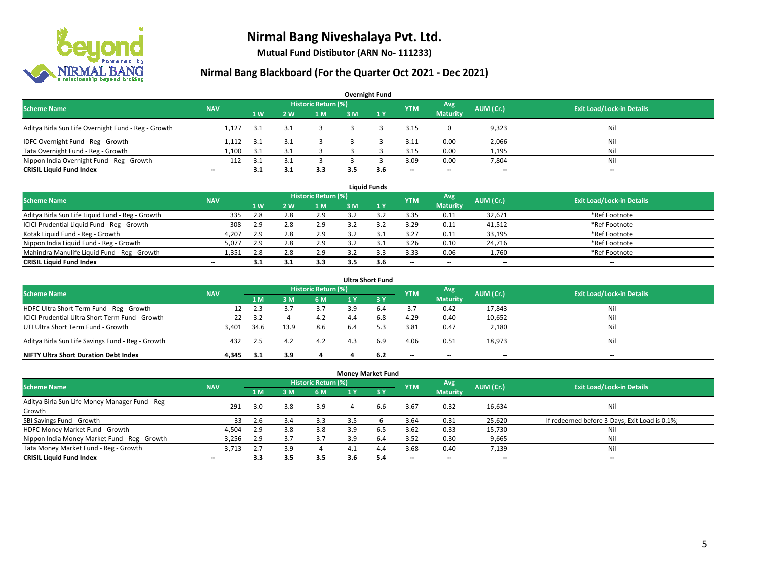# Nirmal Bang Niveshalaya Pvt. Ltd.

**Mutual Fund Distibutor (ARN No- 111233)**

## Nirmal Bang Blackboard (For the Quarter Oct 2021 - Dec 2021)

### Overnight Fund

| Scheme Name | NAV | Historic Return (%) | | | | | YTM | Avg Maturity | AUM (Cr.) | Exit Load/Lock-in Details |
|---|---|---|---|---|---|---|---|---|---|---|
| | | 1 W | 2 W | 1 M | 3 M | 1 Y | | | | |
| Aditya Birla Sun Life Overnight Fund - Reg - Growth | 1,127 | 3.1 | 3.1 | 3 | 3 | 3 | 3.15 | 0 | 9,323 | Nil |
| IDFC Overnight Fund - Reg - Growth | 1,112 | 3.1 | 3.1 | 3 | 3 | 3 | 3.11 | 0.00 | 2,066 | Nil |
| Tata Overnight Fund - Reg - Growth | 1,100 | 3.1 | 3.1 | 3 | 3 | 3 | 3.15 | 0.00 | 1,195 | Nil |
| Nippon India Overnight Fund - Reg - Growth | 112 | 3.1 | 3.1 | 3 | 3 | 3 | 3.09 | 0.00 | 7,804 | Nil |
| **CRISIL Liquid Fund Index** | -- | **3.1** | **3.1** | **3.3** | **3.5** | **3.6** | -- | -- | -- | -- |

### Liquid Funds

| Scheme Name | NAV | Historic Return (%) | | | | | YTM | Avg Maturity | AUM (Cr.) | Exit Load/Lock-in Details |
|---|---|---|---|---|---|---|---|---|---|---|
| | | 1 W | 2 W | 1 M | 3 M | 1 Y | | | | |
| Aditya Birla Sun Life Liquid Fund - Reg - Growth | 335 | 2.8 | 2.8 | 2.9 | 3.2 | 3.2 | 3.35 | 0.11 | 32,671 | *Ref Footnote |
| ICICI Prudential Liquid Fund - Reg - Growth | 308 | 2.9 | 2.8 | 2.9 | 3.2 | 3.2 | 3.29 | 0.11 | 41,512 | *Ref Footnote |
| Kotak Liquid Fund - Reg - Growth | 4,207 | 2.9 | 2.8 | 2.9 | 3.2 | 3.1 | 3.27 | 0.11 | 33,195 | *Ref Footnote |
| Nippon India Liquid Fund - Reg - Growth | 5,077 | 2.9 | 2.8 | 2.9 | 3.2 | 3.1 | 3.26 | 0.10 | 24,716 | *Ref Footnote |
| Mahindra Manulife Liquid Fund - Reg - Growth | 1,351 | 2.8 | 2.8 | 2.9 | 3.2 | 3.3 | 3.33 | 0.06 | 1,760 | *Ref Footnote |
| **CRISIL Liquid Fund Index** | -- | **3.1** | **3.1** | **3.3** | **3.5** | **3.6** | -- | -- | -- | -- |

### Ultra Short Fund

| Scheme Name | NAV | Historic Return (%) | | | | | YTM | Avg Maturity | AUM (Cr.) | Exit Load/Lock-in Details |
|---|---|---|---|---|---|---|---|---|---|---|
| | | 1 M | 3 M | 6 M | 1 Y | 3 Y | | | | |
| HDFC Ultra Short Term Fund - Reg - Growth | 12 | 2.3 | 3.7 | 3.7 | 3.9 | 6.4 | 3.7 | 0.42 | 17,843 | Nil |
| ICICI Prudential Ultra Short Term Fund - Growth | 22 | 3.2 | 4 | 4.2 | 4.4 | 6.8 | 4.29 | 0.40 | 10,652 | Nil |
| UTI Ultra Short Term Fund - Growth | 3,401 | 34.6 | 13.9 | 8.6 | 6.4 | 5.3 | 3.81 | 0.47 | 2,180 | Nil |
| Aditya Birla Sun Life Savings Fund - Reg - Growth | 432 | 2.5 | 4.2 | 4.2 | 4.3 | 6.9 | 4.06 | 0.51 | 18,973 | Nil |
| **NIFTY Ultra Short Duration Debt Index** | **4,345** | **3.1** | **3.9** | **4** | **4** | **6.2** | -- | -- | -- | -- |

### Money Market Fund

| Scheme Name | NAV | Historic Return (%) | | | | | YTM | Avg Maturity | AUM (Cr.) | Exit Load/Lock-in Details |
|---|---|---|---|---|---|---|---|---|---|---|
| | | 1 M | 3 M | 6 M | 1 Y | 3 Y | | | | |
| Aditya Birla Sun Life Money Manager Fund - Reg - Growth | 291 | 3.0 | 3.8 | 3.9 | 4 | 6.6 | 3.67 | 0.32 | 16,634 | Nil |
| SBI Savings Fund - Growth | 33 | 2.6 | 3.4 | 3.3 | 3.5 | 6 | 3.64 | 0.31 | 25,620 | If redeemed before 3 Days; Exit Load is 0.1%; |
| HDFC Money Market Fund - Growth | 4,504 | 2.9 | 3.8 | 3.8 | 3.9 | 6.5 | 3.62 | 0.33 | 15,730 | Nil |
| Nippon India Money Market Fund - Reg - Growth | 3,256 | 2.9 | 3.7 | 3.7 | 3.9 | 6.4 | 3.52 | 0.30 | 9,665 | Nil |
| Tata Money Market Fund - Reg - Growth | 3,713 | 2.7 | 3.9 | 4 | 4.1 | 4.4 | 3.68 | 0.40 | 7,139 | Nil |
| **CRISIL Liquid Fund Index** | -- | **3.3** | **3.5** | **3.5** | **3.6** | **5.4** | -- | -- | -- | -- |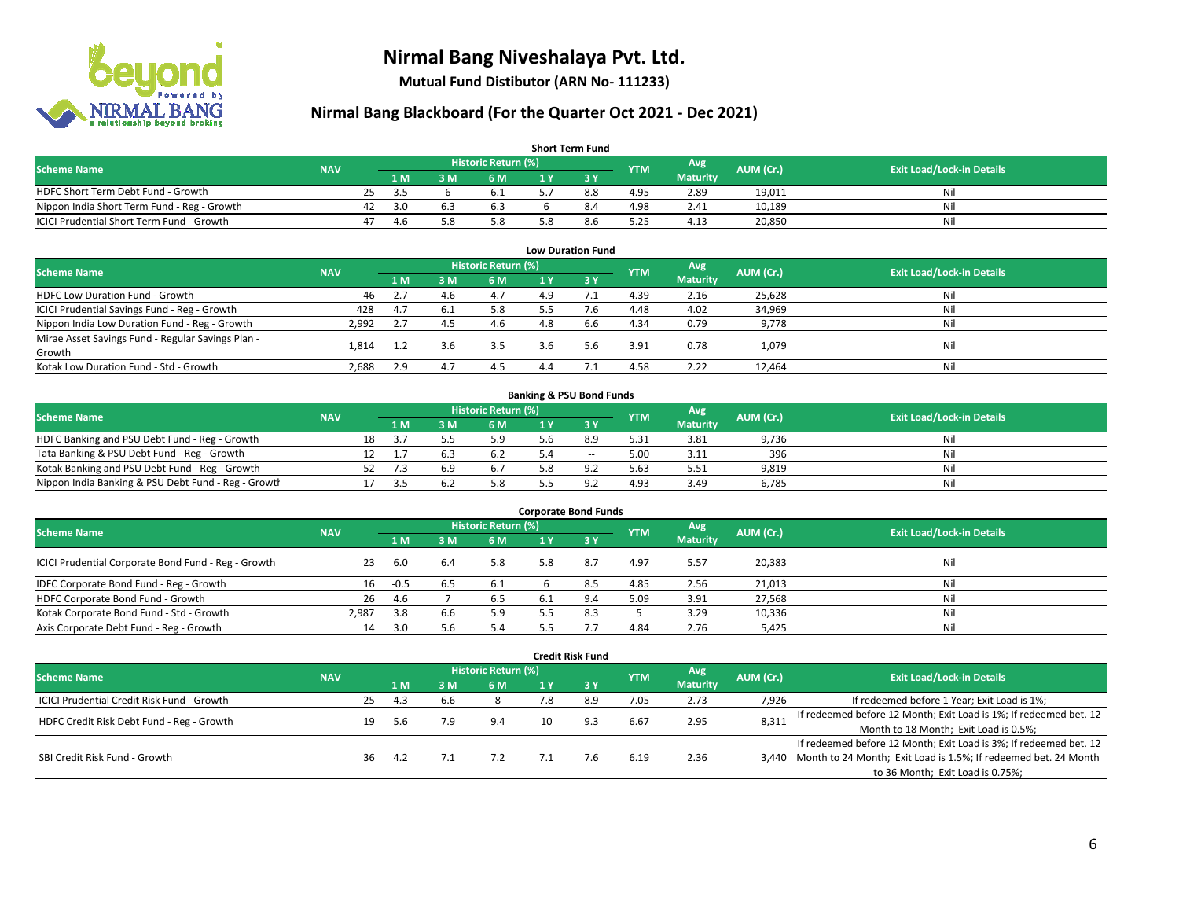# Nirmal Bang Niveshalaya Pvt. Ltd.

**Mutual Fund Distibutor (ARN No- 111233)**

## Nirmal Bang Blackboard (For the Quarter Oct 2021 - Dec 2021)

### Short Term Fund

| Scheme Name | NAV | Historic Return (%) | | | | | YTM | Avg Maturity | AUM (Cr.) | Exit Load/Lock-in Details |
|---|---|---|---|---|---|---|---|---|---|---|
| | | 1 M | 3 M | 6 M | 1 Y | 3 Y | | | | |
| HDFC Short Term Debt Fund - Growth | 25 | 3.5 | 6 | 6.1 | 5.7 | 8.8 | 4.95 | 2.89 | 19,011 | Nil |
| Nippon India Short Term Fund - Reg - Growth | 42 | 3.0 | 6.3 | 6.3 | 6 | 8.4 | 4.98 | 2.41 | 10,189 | Nil |
| ICICI Prudential Short Term Fund - Growth | 47 | 4.6 | 5.8 | 5.8 | 5.8 | 8.6 | 5.25 | 4.13 | 20,850 | Nil |

### Low Duration Fund

| Scheme Name | NAV | Historic Return (%) | | | | | YTM | Avg Maturity | AUM (Cr.) | Exit Load/Lock-in Details |
|---|---|---|---|---|---|---|---|---|---|---|
| | | 1 M | 3 M | 6 M | 1 Y | 3 Y | | | | |
| HDFC Low Duration Fund - Growth | 46 | 2.7 | 4.6 | 4.7 | 4.9 | 7.1 | 4.39 | 2.16 | 25,628 | Nil |
| ICICI Prudential Savings Fund - Reg - Growth | 428 | 4.7 | 6.1 | 5.8 | 5.5 | 7.6 | 4.48 | 4.02 | 34,969 | Nil |
| Nippon India Low Duration Fund - Reg - Growth | 2,992 | 2.7 | 4.5 | 4.6 | 4.8 | 6.6 | 4.34 | 0.79 | 9,778 | Nil |
| Mirae Asset Savings Fund - Regular Savings Plan - Growth | 1,814 | 1.2 | 3.6 | 3.5 | 3.6 | 5.6 | 3.91 | 0.78 | 1,079 | Nil |
| Kotak Low Duration Fund - Std - Growth | 2,688 | 2.9 | 4.7 | 4.5 | 4.4 | 7.1 | 4.58 | 2.22 | 12,464 | Nil |

### Banking & PSU Bond Funds

| Scheme Name | NAV | Historic Return (%) | | | | | YTM | Avg Maturity | AUM (Cr.) | Exit Load/Lock-in Details |
|---|---|---|---|---|---|---|---|---|---|---|
| | | 1 M | 3 M | 6 M | 1 Y | 3 Y | | | | |
| HDFC Banking and PSU Debt Fund - Reg - Growth | 18 | 3.7 | 5.5 | 5.9 | 5.6 | 8.9 | 5.31 | 3.81 | 9,736 | Nil |
| Tata Banking & PSU Debt Fund - Reg - Growth | 12 | 1.7 | 6.3 | 6.2 | 5.4 | -- | 5.00 | 3.11 | 396 | Nil |
| Kotak Banking and PSU Debt Fund - Reg - Growth | 52 | 7.3 | 6.9 | 6.7 | 5.8 | 9.2 | 5.63 | 5.51 | 9,819 | Nil |
| Nippon India Banking & PSU Debt Fund - Reg - Growth | 17 | 3.5 | 6.2 | 5.8 | 5.5 | 9.2 | 4.93 | 3.49 | 6,785 | Nil |

### Corporate Bond Funds

| Scheme Name | NAV | Historic Return (%) | | | | | YTM | Avg Maturity | AUM (Cr.) | Exit Load/Lock-in Details |
|---|---|---|---|---|---|---|---|---|---|---|
| | | 1 M | 3 M | 6 M | 1 Y | 3 Y | | | | |
| ICICI Prudential Corporate Bond Fund - Reg - Growth | 23 | 6.0 | 6.4 | 5.8 | 5.8 | 8.7 | 4.97 | 5.57 | 20,383 | Nil |
| IDFC Corporate Bond Fund - Reg - Growth | 16 | -0.5 | 6.5 | 6.1 | 6 | 8.5 | 4.85 | 2.56 | 21,013 | Nil |
| HDFC Corporate Bond Fund - Growth | 26 | 4.6 | 7 | 6.5 | 6.1 | 9.4 | 5.09 | 3.91 | 27,568 | Nil |
| Kotak Corporate Bond Fund - Std - Growth | 2,987 | 3.8 | 6.6 | 5.9 | 5.5 | 8.3 | 5 | 3.29 | 10,336 | Nil |
| Axis Corporate Debt Fund - Reg - Growth | 14 | 3.0 | 5.6 | 5.4 | 5.5 | 7.7 | 4.84 | 2.76 | 5,425 | Nil |

### Credit Risk Fund

| Scheme Name | NAV | Historic Return (%) | | | | | YTM | Avg Maturity | AUM (Cr.) | Exit Load/Lock-in Details |
|---|---|---|---|---|---|---|---|---|---|---|
| | | 1 M | 3 M | 6 M | 1 Y | 3 Y | | | | |
| ICICI Prudential Credit Risk Fund - Growth | 25 | 4.3 | 6.6 | 8 | 7.8 | 8.9 | 7.05 | 2.73 | 7,926 | If redeemed before 1 Year; Exit Load is 1%; |
| HDFC Credit Risk Debt Fund - Reg - Growth | 19 | 5.6 | 7.9 | 9.4 | 10 | 9.3 | 6.67 | 2.95 | 8,311 | If redeemed before 12 Month; Exit Load is 1%; If redeemed bet. 12 Month to 18 Month; Exit Load is 0.5%; |
| SBI Credit Risk Fund - Growth | 36 | 4.2 | 7.1 | 7.2 | 7.1 | 7.6 | 6.19 | 2.36 | 3,440 | If redeemed before 12 Month; Exit Load is 3%; If redeemed bet. 12 Month to 24 Month; Exit Load is 1.5%; If redeemed bet. 24 Month to 36 Month; Exit Load is 0.75%; |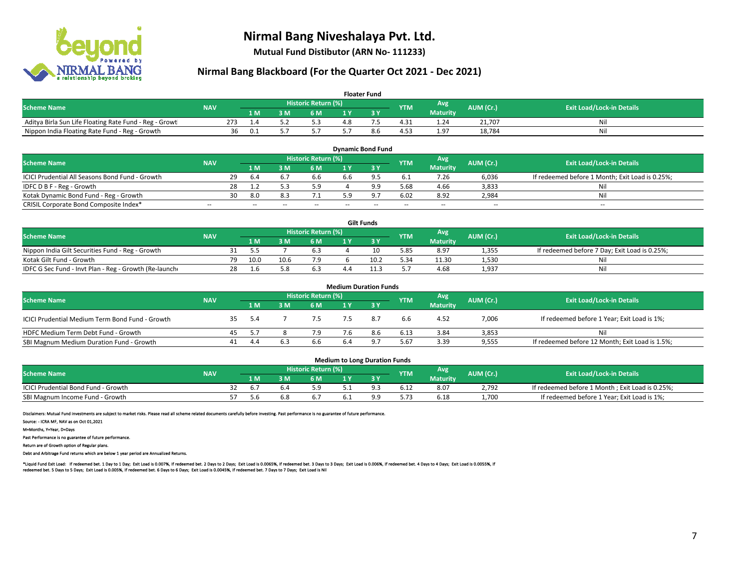# Nirmal Bang Niveshalaya Pvt. Ltd.

**Mutual Fund Distibutor (ARN No- 111233)**

## Nirmal Bang Blackboard (For the Quarter Oct 2021 - Dec 2021)

### Floater Fund

| Scheme Name | NAV | Historic Return (%) | | | | | YTM | Avg Maturity | AUM (Cr.) | Exit Load/Lock-in Details |
|---|---|---|---|---|---|---|---|---|---|---|
| | | 1 M | 3 M | 6 M | 1 Y | 3 Y | | | | |
| Aditya Birla Sun Life Floating Rate Fund - Reg - Growt | 273 | 1.4 | 5.2 | 5.3 | 4.8 | 7.5 | 4.31 | 1.24 | 21,707 | Nil |
| Nippon India Floating Rate Fund - Reg - Growth | 36 | 0.1 | 5.7 | 5.7 | 5.7 | 8.6 | 4.53 | 1.97 | 18,784 | Nil |

### Dynamic Bond Fund

| Scheme Name | NAV | Historic Return (%) | | | | | YTM | Avg Maturity | AUM (Cr.) | Exit Load/Lock-in Details |
|---|---|---|---|---|---|---|---|---|---|---|
| | | 1 M | 3 M | 6 M | 1 Y | 3 Y | | | | |
| ICICI Prudential All Seasons Bond Fund - Growth | 29 | 6.4 | 6.7 | 6.6 | 6.6 | 9.5 | 6.1 | 7.26 | 6,036 | If redeemed before 1 Month; Exit Load is 0.25%; |
| IDFC D B F - Reg - Growth | 28 | 1.2 | 5.3 | 5.9 | 4 | 9.9 | 5.68 | 4.66 | 3,833 | Nil |
| Kotak Dynamic Bond Fund - Reg - Growth | 30 | 8.0 | 8.3 | 7.1 | 5.9 | 9.7 | 6.02 | 8.92 | 2,984 | Nil |
| CRISIL Corporate Bond Composite Index* | -- | -- | -- | -- | -- | -- | -- | -- | -- | -- |

### Gilt Funds

| Scheme Name | NAV | Historic Return (%) | | | | | YTM | Avg Maturity | AUM (Cr.) | Exit Load/Lock-in Details |
|---|---|---|---|---|---|---|---|---|---|---|
| | | 1 M | 3 M | 6 M | 1 Y | 3 Y | | | | |
| Nippon India Gilt Securities Fund - Reg - Growth | 31 | 5.5 | 7 | 6.3 | 4 | 10 | 5.85 | 8.97 | 1,355 | If redeemed before 7 Day; Exit Load is 0.25%; |
| Kotak Gilt Fund - Growth | 79 | 10.0 | 10.6 | 7.9 | 6 | 10.2 | 5.34 | 11.30 | 1,530 | Nil |
| IDFC G Sec Fund - Invt Plan - Reg - Growth (Re-launch | 28 | 1.6 | 5.8 | 6.3 | 4.4 | 11.3 | 5.7 | 4.68 | 1,937 | Nil |

### Medium Duration Funds

| Scheme Name | NAV | Historic Return (%) | | | | | YTM | Avg Maturity | AUM (Cr.) | Exit Load/Lock-in Details |
|---|---|---|---|---|---|---|---|---|---|---|
| | | 1 M | 3 M | 6 M | 1 Y | 3 Y | | | | |
| ICICI Prudential Medium Term Bond Fund - Growth | 35 | 5.4 | 7 | 7.5 | 7.5 | 8.7 | 6.6 | 4.52 | 7,006 | If redeemed before 1 Year; Exit Load is 1%; |
| HDFC Medium Term Debt Fund - Growth | 45 | 5.7 | 8 | 7.9 | 7.6 | 8.6 | 6.13 | 3.84 | 3,853 | Nil |
| SBI Magnum Medium Duration Fund - Growth | 41 | 4.4 | 6.3 | 6.6 | 6.4 | 9.7 | 5.67 | 3.39 | 9,555 | If redeemed before 12 Month; Exit Load is 1.5%; |

### Medium to Long Duration Funds

| Scheme Name | NAV | Historic Return (%) | | | | | YTM | Avg Maturity | AUM (Cr.) | Exit Load/Lock-in Details |
|---|---|---|---|---|---|---|---|---|---|---|
| | | 1 M | 3 M | 6 M | 1 Y | 3 Y | | | | |
| ICICI Prudential Bond Fund - Growth | 32 | 6.7 | 6.4 | 5.9 | 5.1 | 9.3 | 6.12 | 8.07 | 2,792 | If redeemed before 1 Month ; Exit Load is 0.25%; |
| SBI Magnum Income Fund - Growth | 57 | 5.6 | 6.8 | 6.7 | 6.1 | 9.9 | 5.73 | 6.18 | 1,700 | If redeemed before 1 Year; Exit Load is 1%; |

Disclaimers: Mutual Fund investments are subject to market risks. Please read all scheme related documents carefully before investing. Past performance is no guarantee of future performance.

Source: - ICRA MF, NAV as on Oct 01,2021

M=Months, Y=Year, D=Days

Past Performance is no guarantee of future performance.

Return are of Growth option of Regular plans.

Debt and Arbitrage Fund returns which are below 1 year period are Annualized Returns.

*Liquid Fund Exit Load: If redeemed bet. 1 Day to 1 Day; Exit Load is 0.007%, If redeemed bet. 2 Days to 2 Days; Exit Load is 0.0065%, If redeemed bet. 3 Days to 3 Days; Exit Load is 0.006%, If redeemed bet. 4 Days to 4 Days; Exit Load is 0.0055%, If redeemed bet. 5 Days to 5 Days; Exit Load is 0.005%, If redeemed bet. 6 Days to 6 Days; Exit Load is 0.0045%, If redeemed bet. 7 Days to 7 Days; Exit Load is Nil